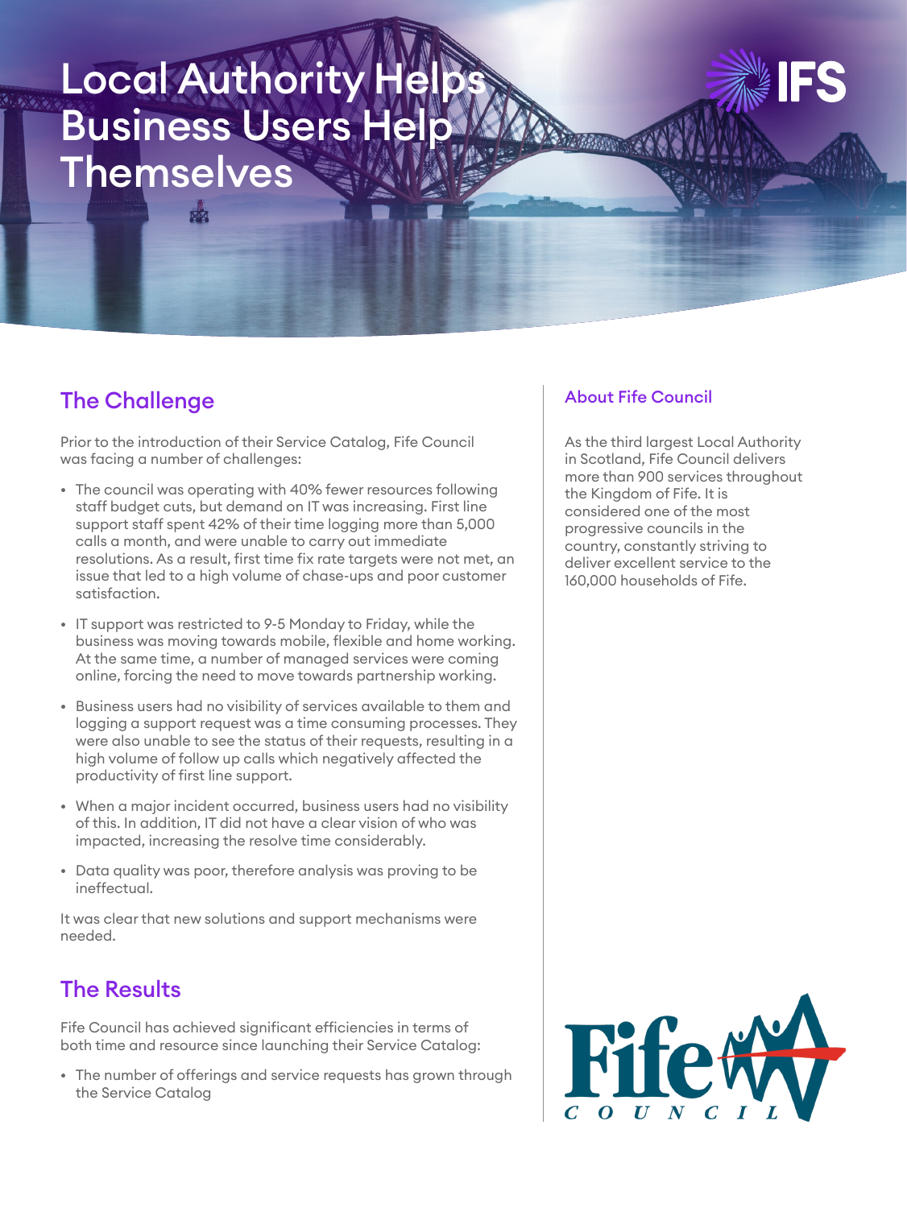# Local Authority Helps Business Users Help Themselves

## The Challenge

Prior to the introduction of their Service Catalog, Fife Council was facing a number of challenges:

- The council was operating with 40% fewer resources following staff budget cuts, but demand on IT was increasing. First line support staff spent 42% of their time logging more than 5,000 calls a month, and were unable to carry out immediate resolutions. As a result, first time fix rate targets were not met, an issue that led to a high volume of chase-ups and poor customer satisfaction.
- IT support was restricted to 9-5 Monday to Friday, while the business was moving towards mobile, flexible and home working. At the same time, a number of managed services were coming online, forcing the need to move towards partnership working.
- Business users had no visibility of services available to them and logging a support request was a time consuming processes. They were also unable to see the status of their requests, resulting in a high volume of follow up calls which negatively affected the productivity of first line support.
- When a major incident occurred, business users had no visibility of this. In addition, IT did not have a clear vision of who was impacted, increasing the resolve time considerably.
- Data quality was poor, therefore analysis was proving to be ineffectual.

It was clear that new solutions and support mechanisms were needed.

## The Results

Fife Council has achieved significant efficiencies in terms of both time and resource since launching their Service Catalog:

- The number of offerings and service requests has grown through the Service Catalog

### About Fife Council

As the third largest Local Authority in Scotland, Fife Council delivers more than 900 services throughout the Kingdom of Fife. It is considered one of the most progressive councils in the country, constantly striving to deliver excellent service to the 160,000 households of Fife.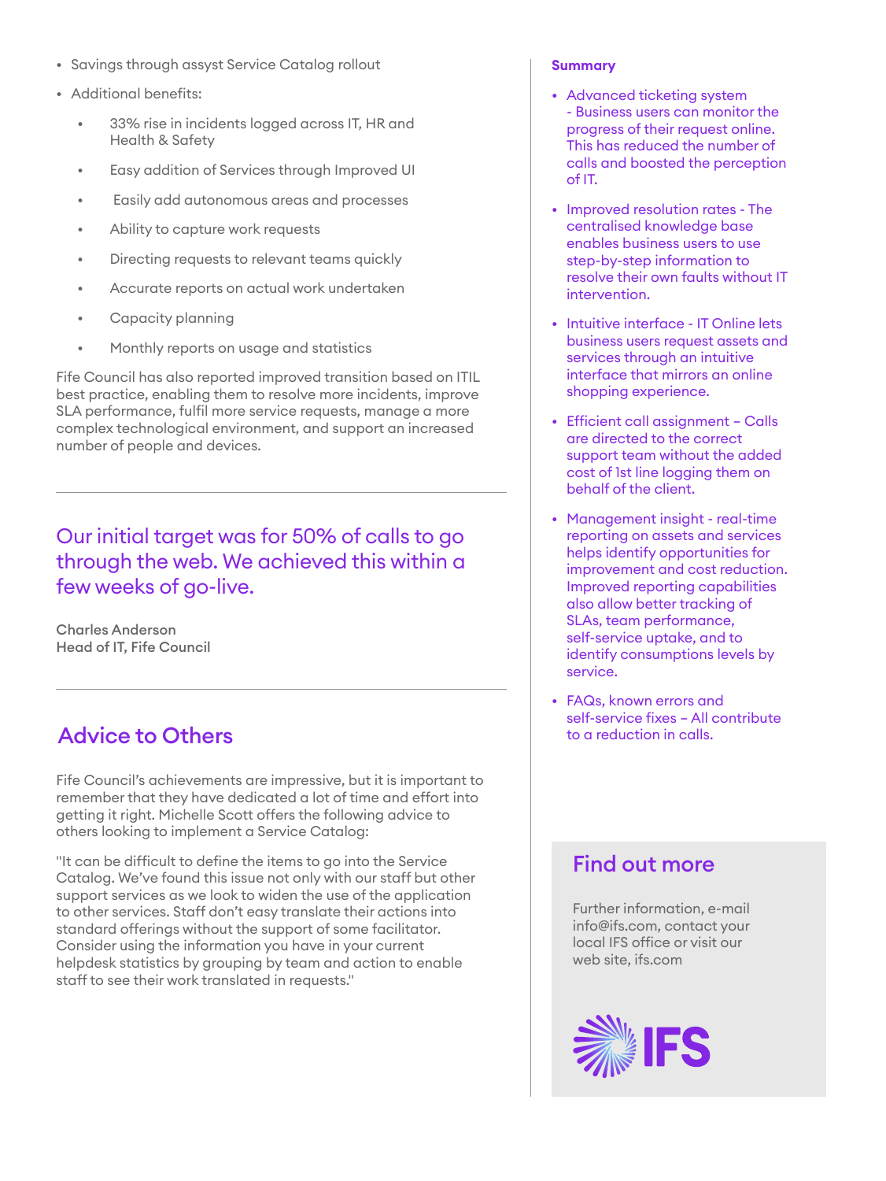- Savings through assyst Service Catalog rollout
- Additional benefits:
  - 33% rise in incidents logged across IT, HR and Health & Safety
  - Easy addition of Services through Improved UI
  - Easily add autonomous areas and processes
  - Ability to capture work requests
  - Directing requests to relevant teams quickly
  - Accurate reports on actual work undertaken
  - Capacity planning
  - Monthly reports on usage and statistics

Fife Council has also reported improved transition based on ITIL best practice, enabling them to resolve more incidents, improve SLA performance, fulfil more service requests, manage a more complex technological environment, and support an increased number of people and devices.

---

> Our initial target was for 50% of calls to go through the web. We achieved this within a few weeks of go-live.
>
> **Charles Anderson**
> **Head of IT, Fife Council**

---

## Advice to Others

Fife Council's achievements are impressive, but it is important to remember that they have dedicated a lot of time and effort into getting it right. Michelle Scott offers the following advice to others looking to implement a Service Catalog:

"It can be difficult to define the items to go into the Service Catalog. We've found this issue not only with our staff but other support services as we look to widen the use of the application to other services. Staff don't easy translate their actions into standard offerings without the support of some facilitator. Consider using the information you have in your current helpdesk statistics by grouping by team and action to enable staff to see their work translated in requests."

### Summary

- Advanced ticketing system - Business users can monitor the progress of their request online. This has reduced the number of calls and boosted the perception of IT.
- Improved resolution rates - The centralised knowledge base enables business users to use step-by-step information to resolve their own faults without IT intervention.
- Intuitive interface - IT Online lets business users request assets and services through an intuitive interface that mirrors an online shopping experience.
- Efficient call assignment – Calls are directed to the correct support team without the added cost of 1st line logging them on behalf of the client.
- Management insight - real-time reporting on assets and services helps identify opportunities for improvement and cost reduction. Improved reporting capabilities also allow better tracking of SLAs, team performance, self-service uptake, and to identify consumptions levels by service.
- FAQs, known errors and self-service fixes – All contribute to a reduction in calls.

## Find out more

Further information, e-mail info@ifs.com, contact your local IFS office or visit our web site, ifs.com

IFS